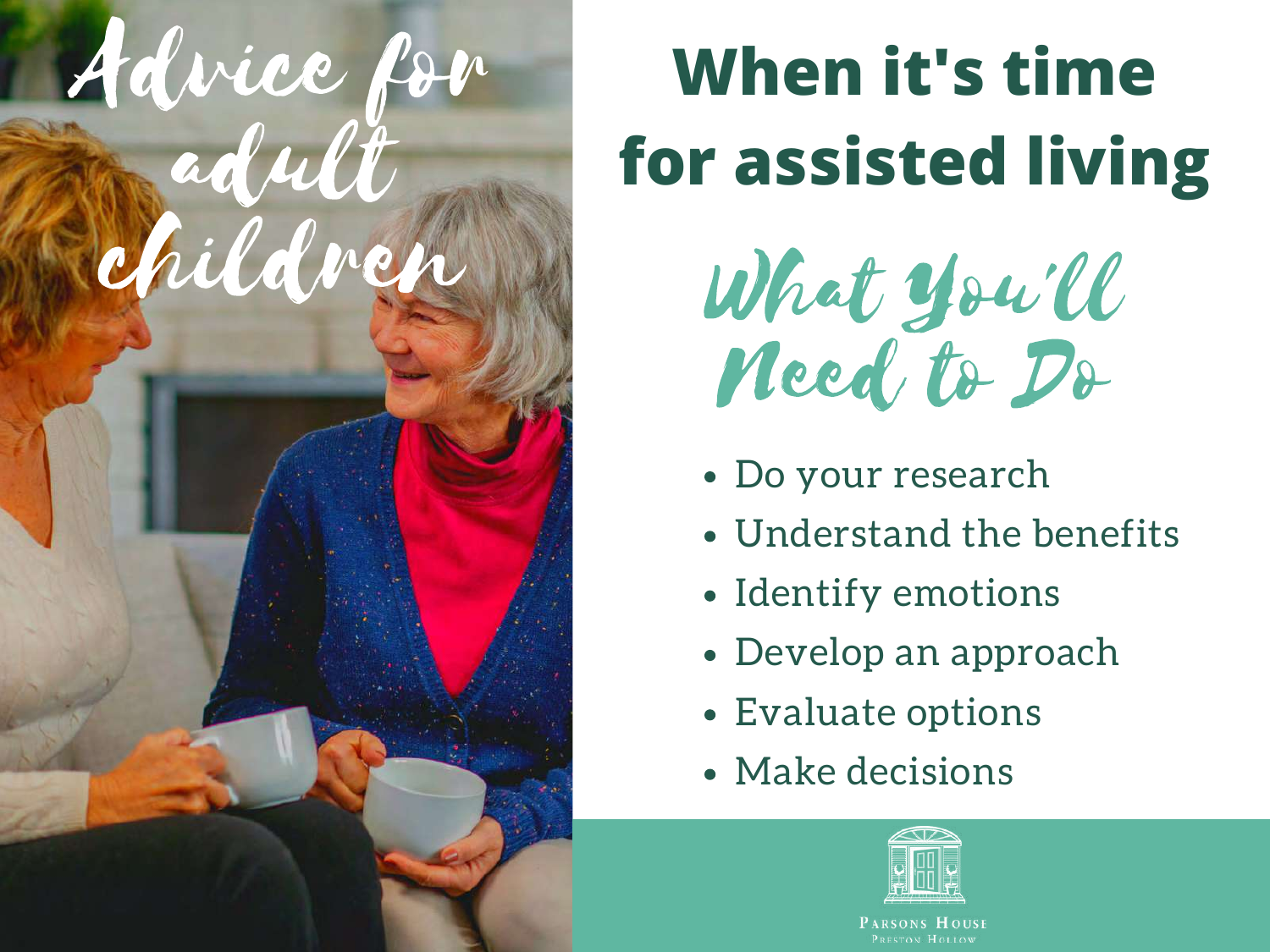# Advice for adult children

# When it's time for assisted living

## What You'll Need to Do

- Do your research
- Understand the benefits
- Identify emotions
- Develop an approach
- Evaluate options
- Make decisions

Parsons House
Preston Hollow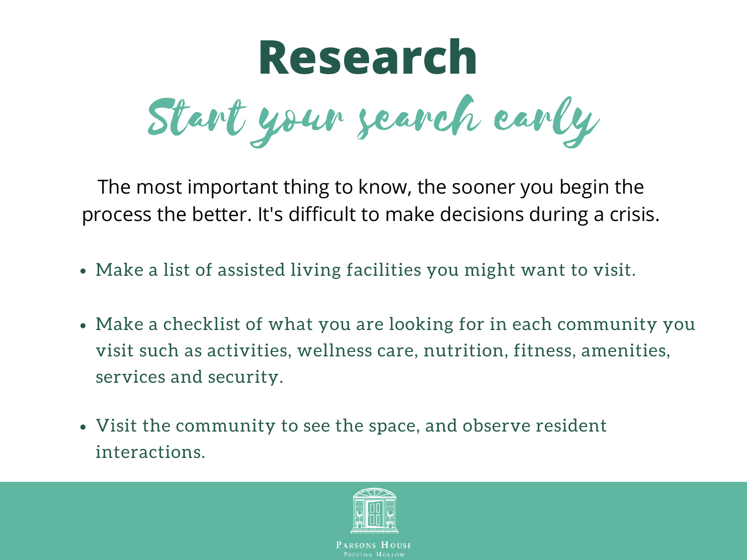# Research

## Start your search early

The most important thing to know, the sooner you begin the process the better. It's difficult to make decisions during a crisis.

- Make a list of assisted living facilities you might want to visit.
- Make a checklist of what you are looking for in each community you visit such as activities, wellness care, nutrition, fitness, amenities, services and security.
- Visit the community to see the space, and observe resident interactions.

Parsons House
Preston Hollow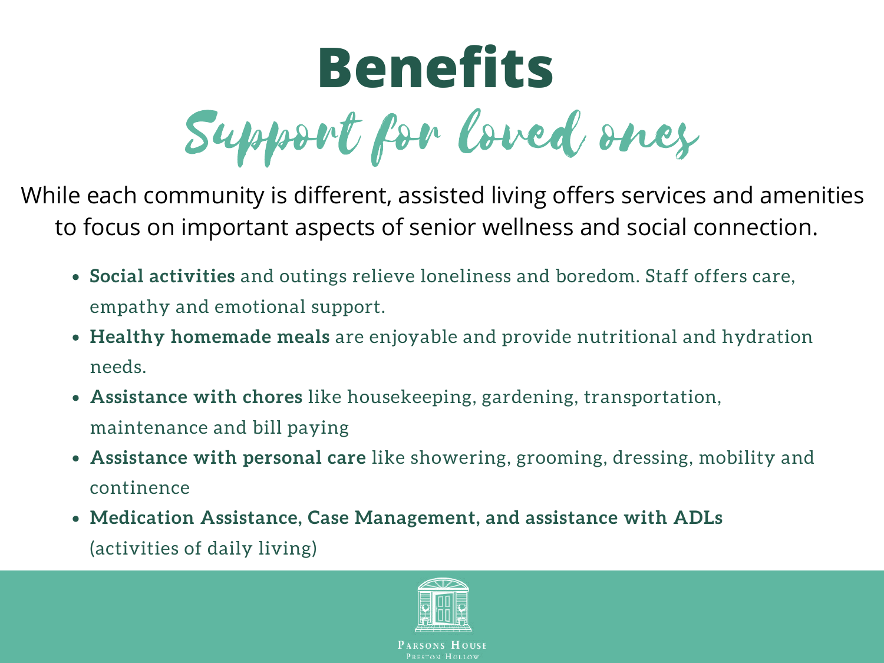# Benefits

## Support for loved ones

While each community is different, assisted living offers services and amenities to focus on important aspects of senior wellness and social connection.

- **Social activities** and outings relieve loneliness and boredom. Staff offers care, empathy and emotional support.
- **Healthy homemade meals** are enjoyable and provide nutritional and hydration needs.
- **Assistance with chores** like housekeeping, gardening, transportation, maintenance and bill paying
- **Assistance with personal care** like showering, grooming, dressing, mobility and continence
- **Medication Assistance, Case Management, and assistance with ADLs** (activities of daily living)

Parsons House
Preston Hollow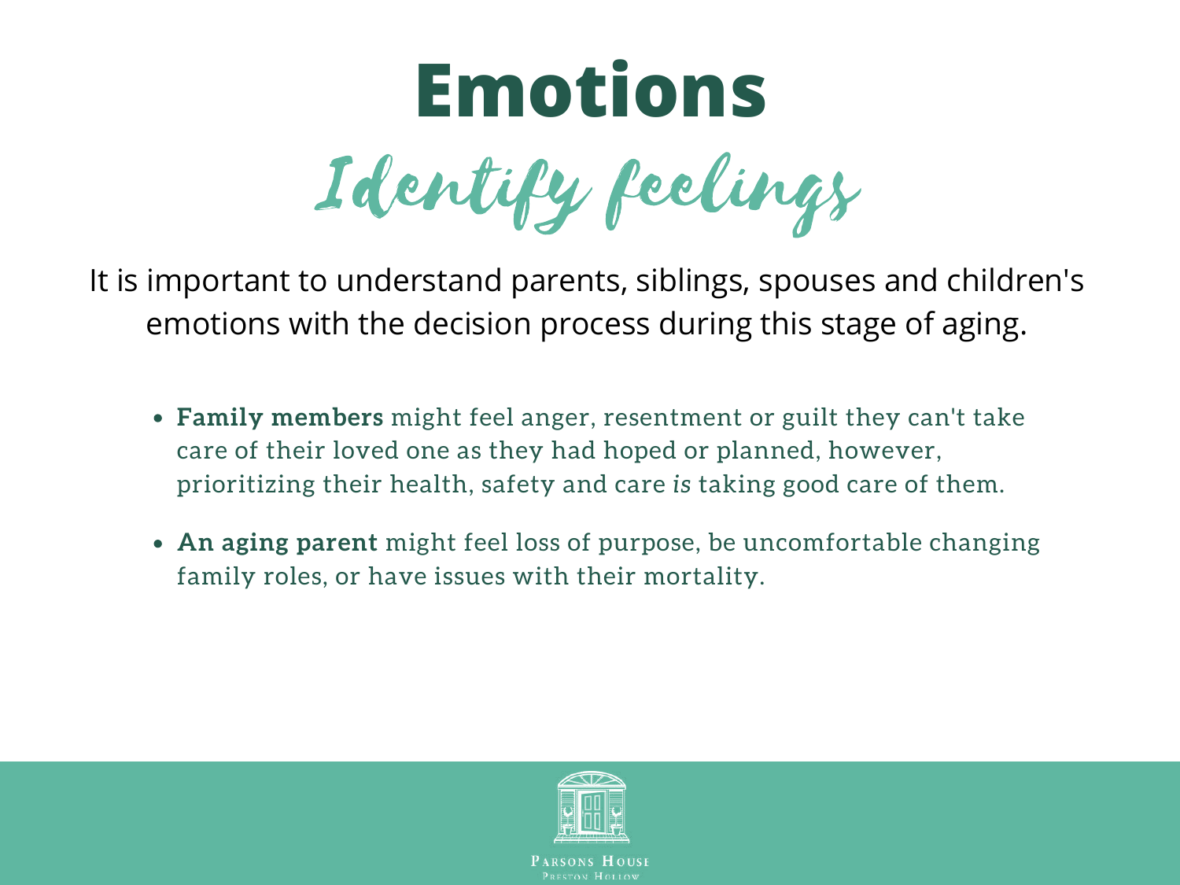# Emotions

## Identify feelings

It is important to understand parents, siblings, spouses and children's emotions with the decision process during this stage of aging.

- **Family members** might feel anger, resentment or guilt they can't take care of their loved one as they had hoped or planned, however, prioritizing their health, safety and care *is* taking good care of them.
- **An aging parent** might feel loss of purpose, be uncomfortable changing family roles, or have issues with their mortality.

Parsons House
Preston Hollow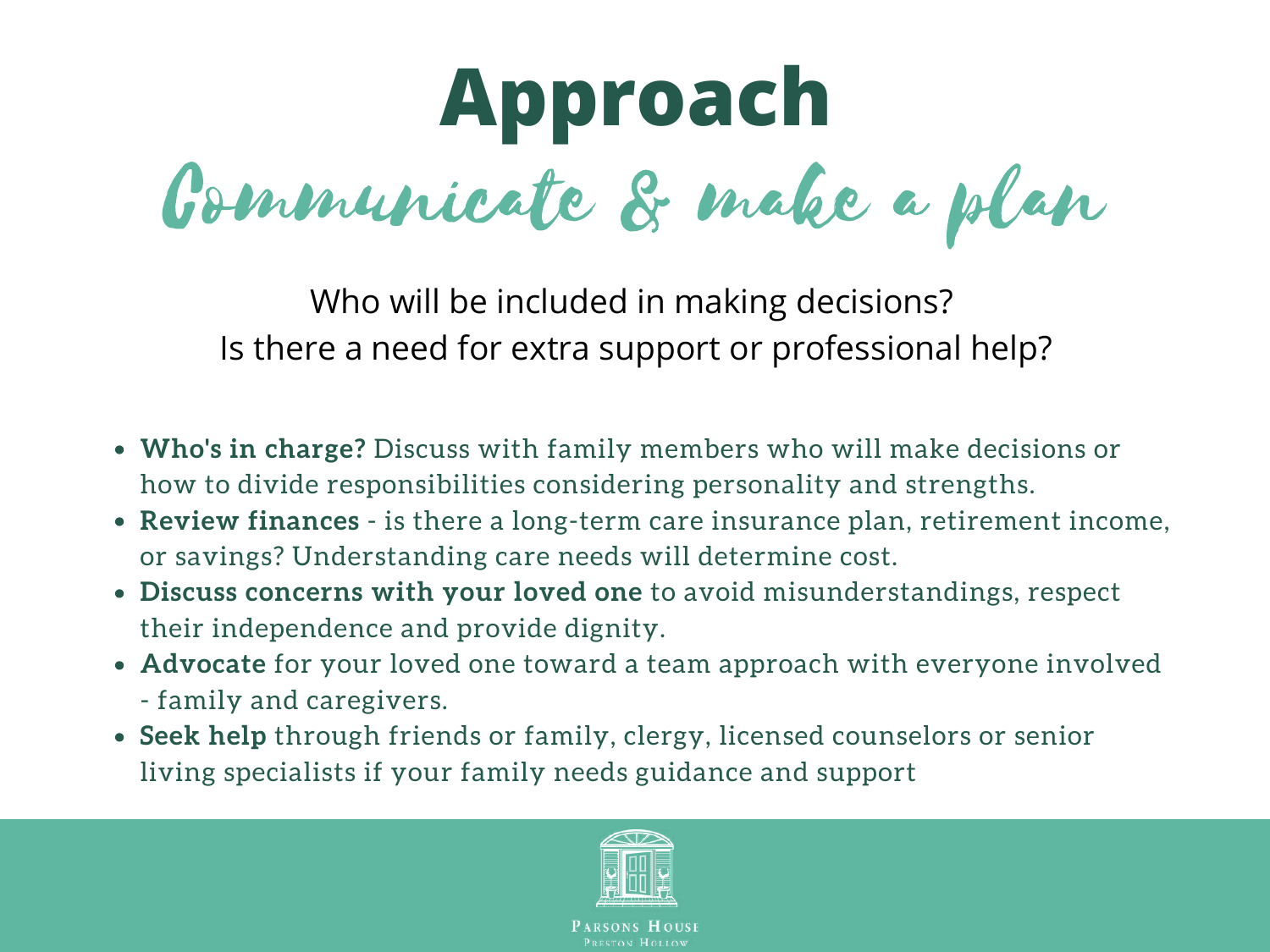# Approach

## Communicate & make a plan

Who will be included in making decisions?
Is there a need for extra support or professional help?

- **Who's in charge?** Discuss with family members who will make decisions or how to divide responsibilities considering personality and strengths.
- **Review finances** - is there a long-term care insurance plan, retirement income, or savings? Understanding care needs will determine cost.
- **Discuss concerns with your loved one** to avoid misunderstandings, respect their independence and provide dignity.
- **Advocate** for your loved one toward a team approach with everyone involved - family and caregivers.
- **Seek help** through friends or family, clergy, licensed counselors or senior living specialists if your family needs guidance and support

Parsons House
Preston Hollow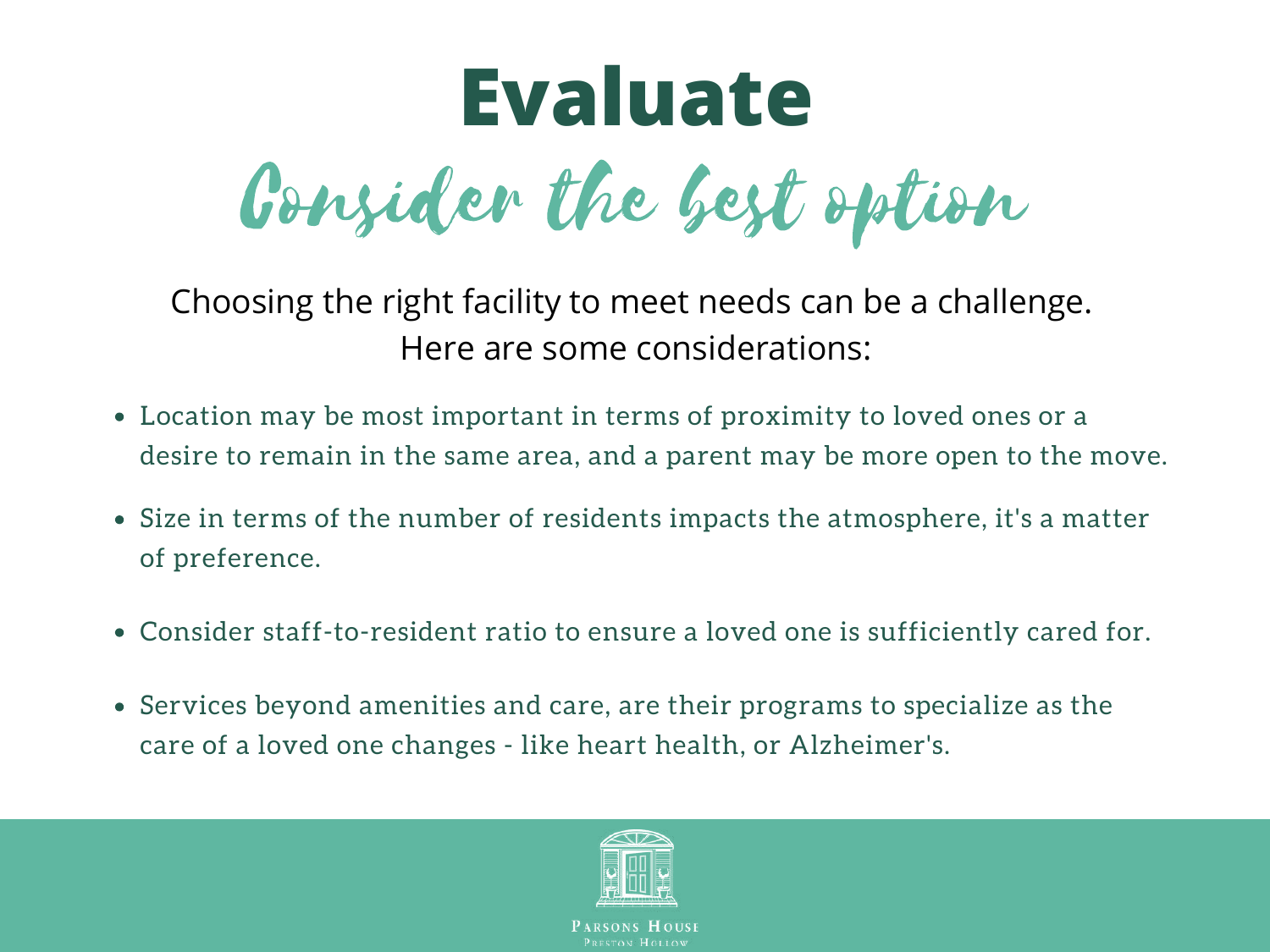# Evaluate

## Consider the best option

Choosing the right facility to meet needs can be a challenge.
Here are some considerations:

- Location may be most important in terms of proximity to loved ones or a desire to remain in the same area, and a parent may be more open to the move.
- Size in terms of the number of residents impacts the atmosphere, it's a matter of preference.
- Consider staff-to-resident ratio to ensure a loved one is sufficiently cared for.
- Services beyond amenities and care, are their programs to specialize as the care of a loved one changes - like heart health, or Alzheimer's.

Parsons House
Preston Hollow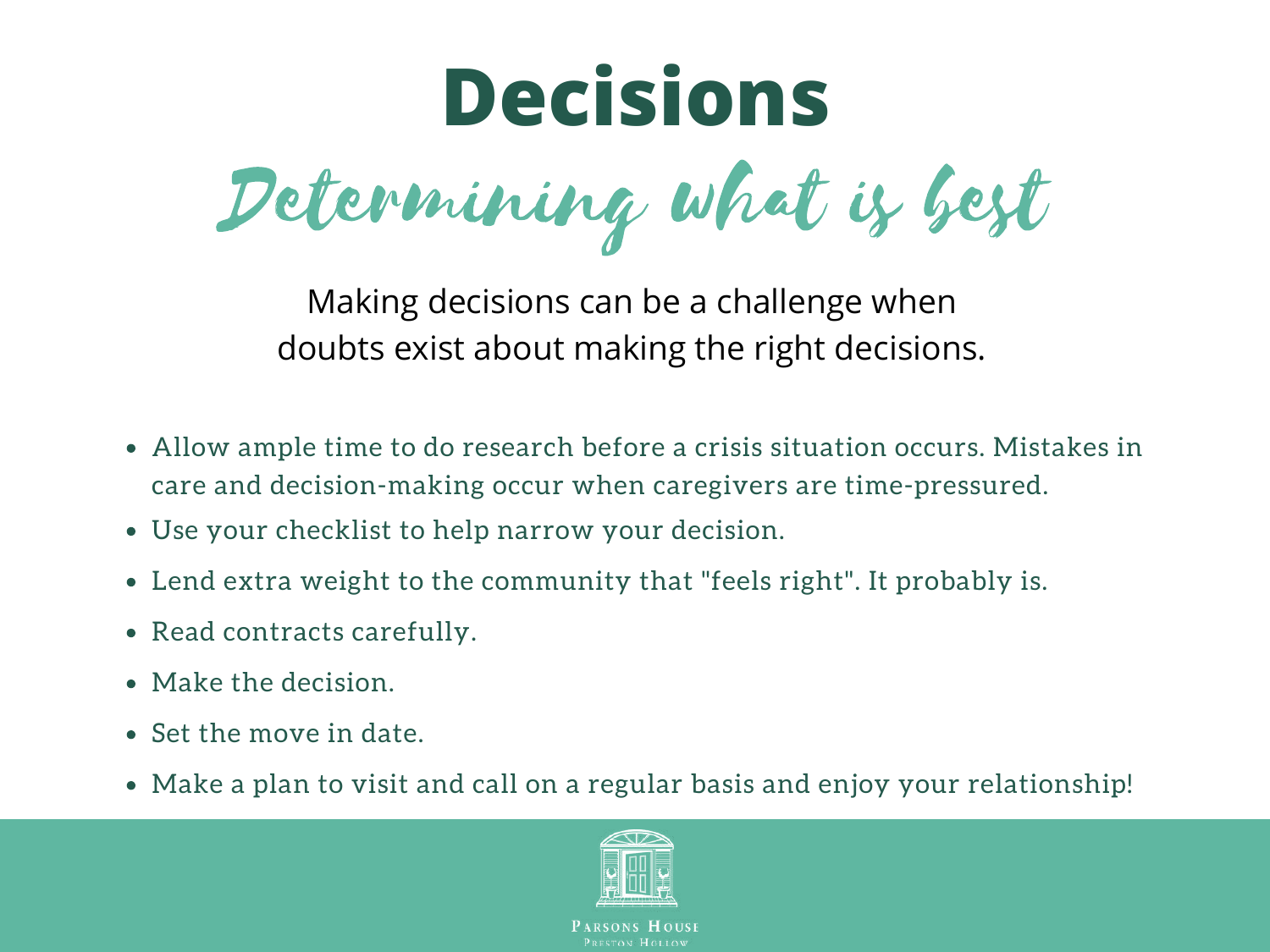# Decisions

## Determining what is best

Making decisions can be a challenge when doubts exist about making the right decisions.

- Allow ample time to do research before a crisis situation occurs. Mistakes in care and decision-making occur when caregivers are time-pressured.
- Use your checklist to help narrow your decision.
- Lend extra weight to the community that "feels right". It probably is.
- Read contracts carefully.
- Make the decision.
- Set the move in date.
- Make a plan to visit and call on a regular basis and enjoy your relationship!

Parsons House
Preston Hollow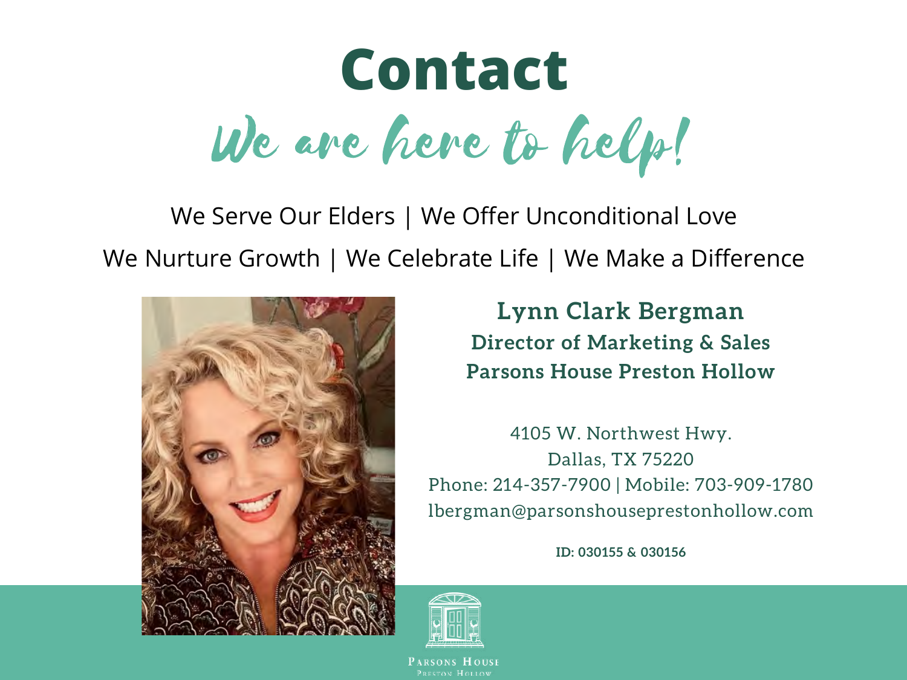# Contact

## *We are here to help!*

We Serve Our Elders | We Offer Unconditional Love

We Nurture Growth | We Celebrate Life | We Make a Difference

**Lynn Clark Bergman**
**Director of Marketing & Sales**
**Parsons House Preston Hollow**

4105 W. Northwest Hwy.
Dallas, TX 75220
Phone: 214-357-7900 | Mobile: 703-909-1780
lbergman@parsonshouseprestonhollow.com

**ID: 030155 & 030156**

Parsons House
Preston Hollow